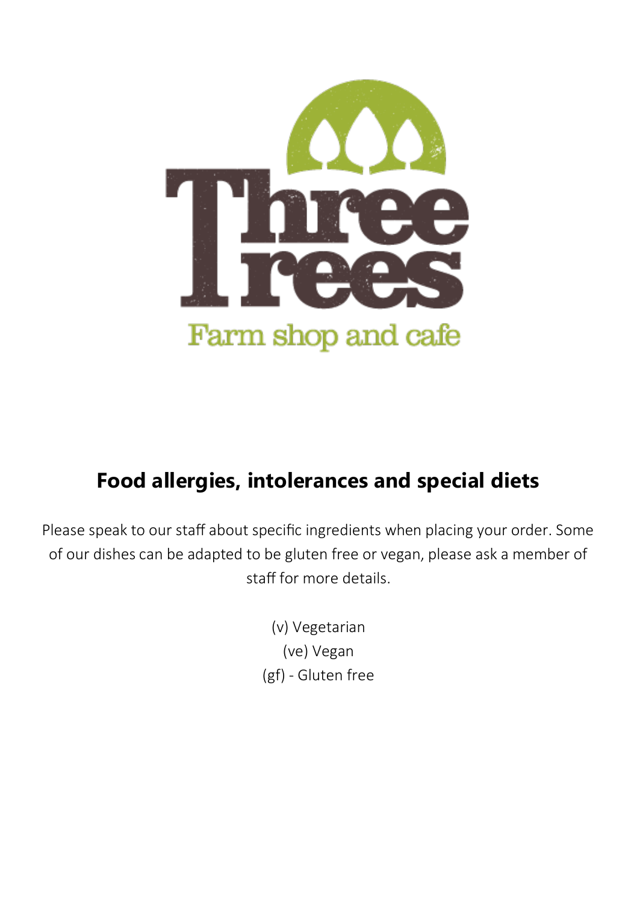Three Trees

Farm shop and cafe

## Food allergies, intolerances and special diets

Please speak to our staff about specific ingredients when placing your order. Some of our dishes can be adapted to be gluten free or vegan, please ask a member of staff for more details.

(v) Vegetarian
(ve) Vegan
(gf) - Gluten free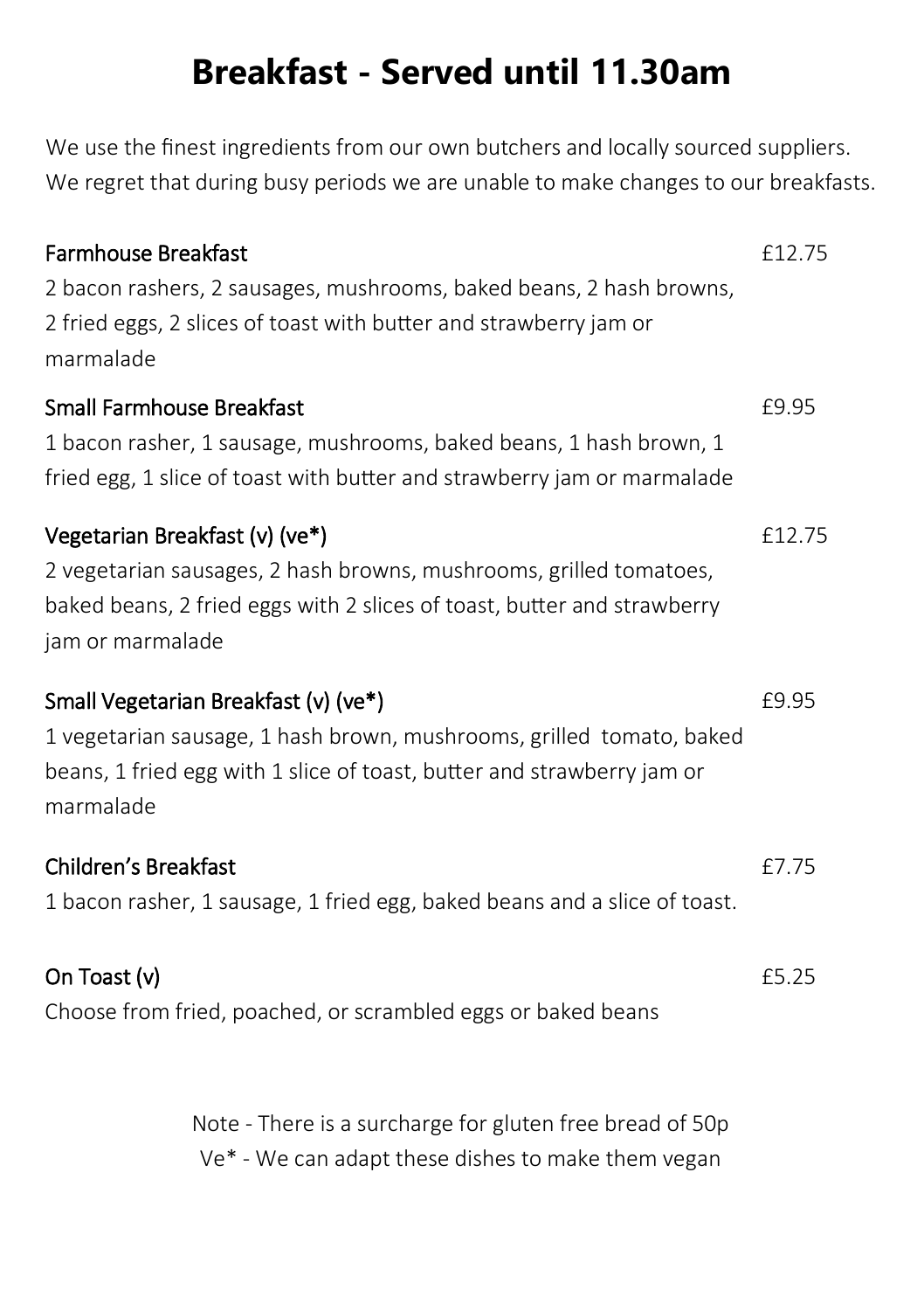# Breakfast - Served until 11.30am

We use the finest ingredients from our own butchers and locally sourced suppliers. We regret that during busy periods we are unable to make changes to our breakfasts.

**Farmhouse Breakfast** — £12.75
2 bacon rashers, 2 sausages, mushrooms, baked beans, 2 hash browns, 2 fried eggs, 2 slices of toast with butter and strawberry jam or marmalade

**Small Farmhouse Breakfast** — £9.95
1 bacon rasher, 1 sausage, mushrooms, baked beans, 1 hash brown, 1 fried egg, 1 slice of toast with butter and strawberry jam or marmalade

**Vegetarian Breakfast (v) (ve*)** — £12.75
2 vegetarian sausages, 2 hash browns, mushrooms, grilled tomatoes, baked beans, 2 fried eggs with 2 slices of toast, butter and strawberry jam or marmalade

**Small Vegetarian Breakfast (v) (ve*)** — £9.95
1 vegetarian sausage, 1 hash brown, mushrooms, grilled tomato, baked beans, 1 fried egg with 1 slice of toast, butter and strawberry jam or marmalade

**Children's Breakfast** — £7.75
1 bacon rasher, 1 sausage, 1 fried egg, baked beans and a slice of toast.

**On Toast (v)** — £5.25
Choose from fried, poached, or scrambled eggs or baked beans

Note - There is a surcharge for gluten free bread of 50p
Ve* - We can adapt these dishes to make them vegan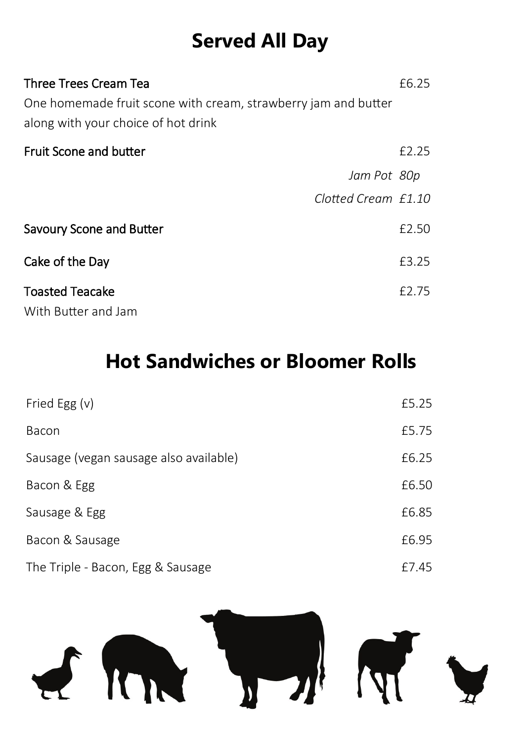# Served All Day

**Three Trees Cream Tea** £6.25
One homemade fruit scone with cream, strawberry jam and butter along with your choice of hot drink

**Fruit Scone and butter** £2.25

*Jam Pot 80p*

*Clotted Cream £1.10*

**Savoury Scone and Butter** £2.50

**Cake of the Day** £3.25

**Toasted Teacake** £2.75
With Butter and Jam

# Hot Sandwiches or Bloomer Rolls

| Item | Price |
|---|---|
| Fried Egg (v) | £5.25 |
| Bacon | £5.75 |
| Sausage (vegan sausage also available) | £6.25 |
| Bacon & Egg | £6.50 |
| Sausage & Egg | £6.85 |
| Bacon & Sausage | £6.95 |
| The Triple - Bacon, Egg & Sausage | £7.45 |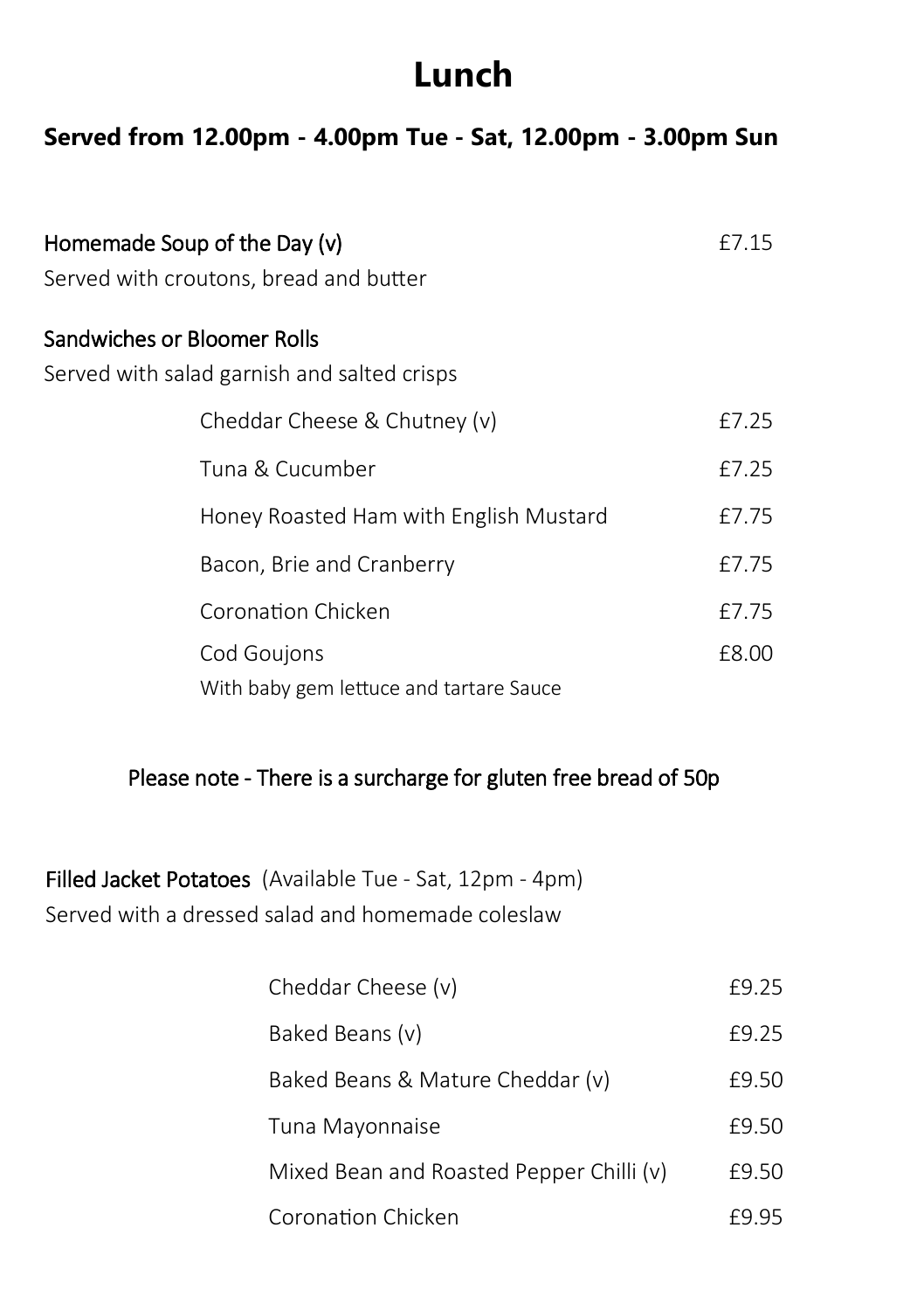# Lunch

## Served from 12.00pm - 4.00pm Tue - Sat, 12.00pm - 3.00pm Sun

Homemade Soup of the Day (v) £7.15

Served with croutons, bread and butter

### Sandwiches or Bloomer Rolls

Served with salad garnish and salted crisps

| Item | Price |
|---|---|
| Cheddar Cheese & Chutney (v) | £7.25 |
| Tuna & Cucumber | £7.25 |
| Honey Roasted Ham with English Mustard | £7.75 |
| Bacon, Brie and Cranberry | £7.75 |
| Coronation Chicken | £7.75 |
| Cod Goujons<br>With baby gem lettuce and tartare Sauce | £8.00 |

Please note - There is a surcharge for gluten free bread of 50p

### Filled Jacket Potatoes (Available Tue - Sat, 12pm - 4pm)

Served with a dressed salad and homemade coleslaw

| Item | Price |
|---|---|
| Cheddar Cheese (v) | £9.25 |
| Baked Beans (v) | £9.25 |
| Baked Beans & Mature Cheddar (v) | £9.50 |
| Tuna Mayonnaise | £9.50 |
| Mixed Bean and Roasted Pepper Chilli (v) | £9.50 |
| Coronation Chicken | £9.95 |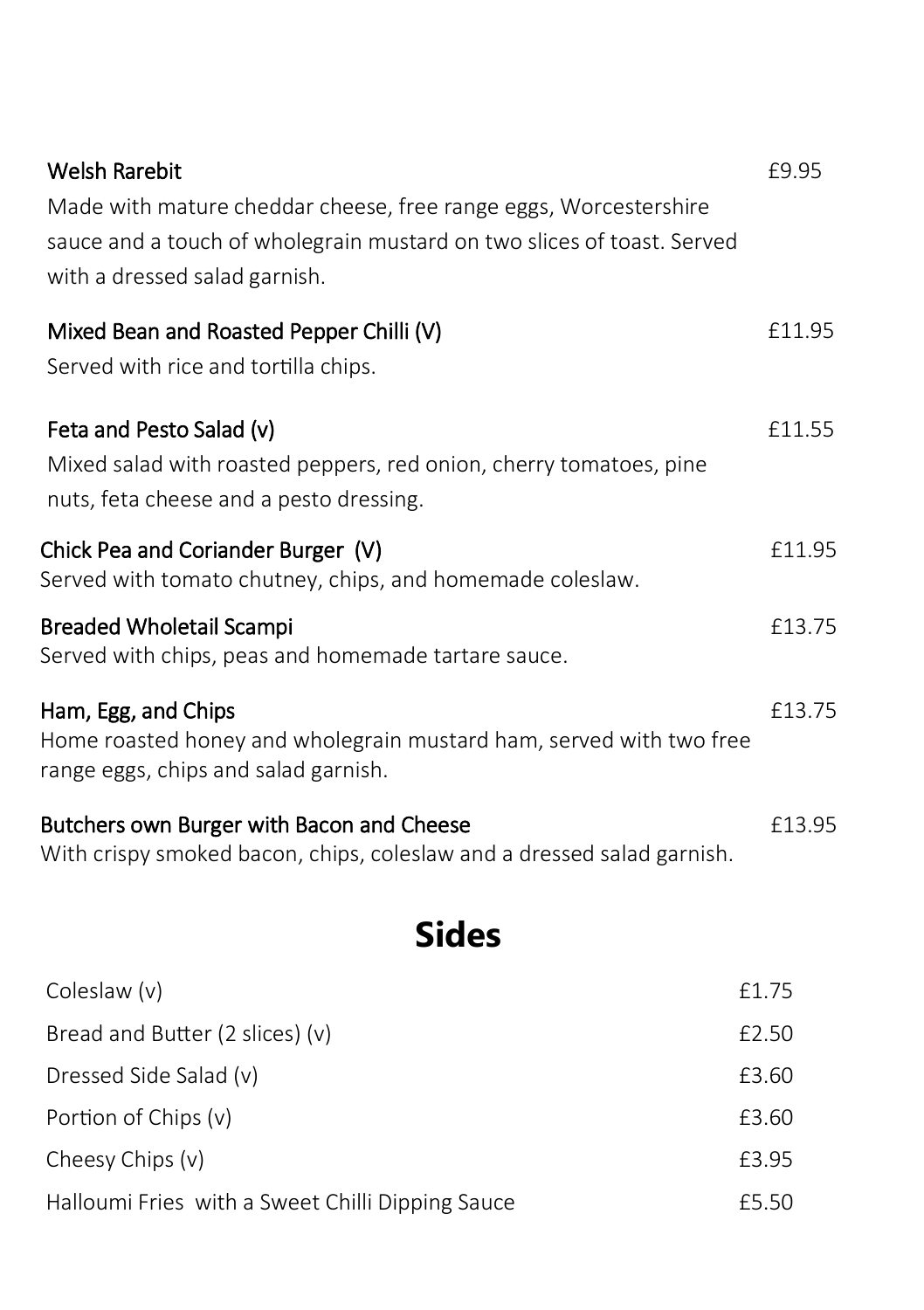**Welsh Rarebit** £9.95

Made with mature cheddar cheese, free range eggs, Worcestershire sauce and a touch of wholegrain mustard on two slices of toast. Served with a dressed salad garnish.

**Mixed Bean and Roasted Pepper Chilli (V)** £11.95

Served with rice and tortilla chips.

**Feta and Pesto Salad (v)** £11.55

Mixed salad with roasted peppers, red onion, cherry tomatoes, pine nuts, feta cheese and a pesto dressing.

**Chick Pea and Coriander Burger (V)** £11.95

Served with tomato chutney, chips, and homemade coleslaw.

**Breaded Wholetail Scampi** £13.75

Served with chips, peas and homemade tartare sauce.

**Ham, Egg, and Chips** £13.75

Home roasted honey and wholegrain mustard ham, served with two free range eggs, chips and salad garnish.

**Butchers own Burger with Bacon and Cheese** £13.95

With crispy smoked bacon, chips, coleslaw and a dressed salad garnish.

# Sides

| | |
|---|---|
| Coleslaw (v) | £1.75 |
| Bread and Butter (2 slices) (v) | £2.50 |
| Dressed Side Salad (v) | £3.60 |
| Portion of Chips (v) | £3.60 |
| Cheesy Chips (v) | £3.95 |
| Halloumi Fries with a Sweet Chilli Dipping Sauce | £5.50 |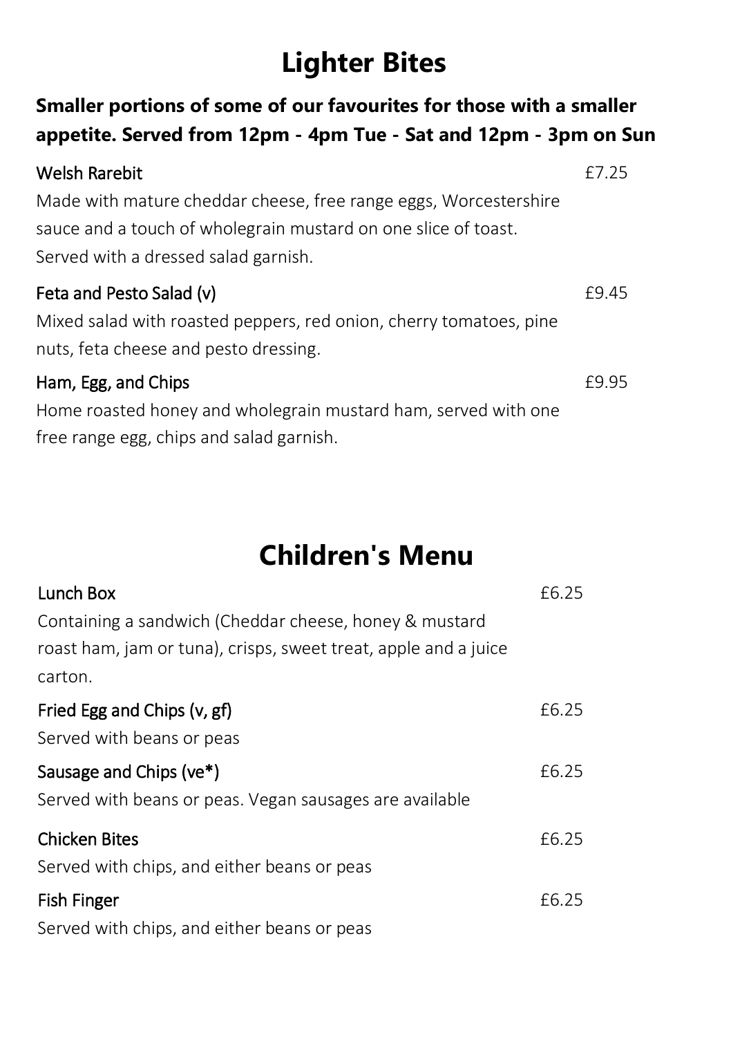# Lighter Bites

**Smaller portions of some of our favourites for those with a smaller appetite. Served from 12pm - 4pm Tue - Sat and 12pm - 3pm on Sun**

**Welsh Rarebit** £7.25

Made with mature cheddar cheese, free range eggs, Worcestershire sauce and a touch of wholegrain mustard on one slice of toast. Served with a dressed salad garnish.

**Feta and Pesto Salad (v)** £9.45

Mixed salad with roasted peppers, red onion, cherry tomatoes, pine nuts, feta cheese and pesto dressing.

**Ham, Egg, and Chips** £9.95

Home roasted honey and wholegrain mustard ham, served with one free range egg, chips and salad garnish.

# Children's Menu

**Lunch Box** £6.25

Containing a sandwich (Cheddar cheese, honey & mustard roast ham, jam or tuna), crisps, sweet treat, apple and a juice carton.

**Fried Egg and Chips (v, gf)** £6.25

Served with beans or peas

**Sausage and Chips (ve*)** £6.25

Served with beans or peas. Vegan sausages are available

**Chicken Bites** £6.25

Served with chips, and either beans or peas

**Fish Finger** £6.25

Served with chips, and either beans or peas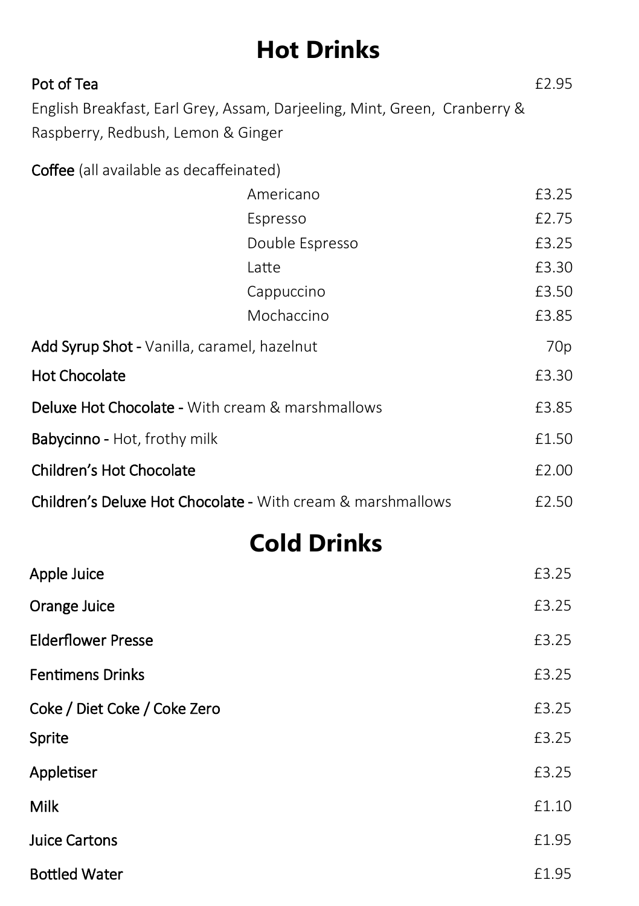# Hot Drinks

**Pot of Tea** £2.95

English Breakfast, Earl Grey, Assam, Darjeeling, Mint, Green, Cranberry & Raspberry, Redbush, Lemon & Ginger

**Coffee** (all available as decaffeinated)

| | |
|---|---|
| Americano | £3.25 |
| Espresso | £2.75 |
| Double Espresso | £3.25 |
| Latte | £3.30 |
| Cappuccino | £3.50 |
| Mochaccino | £3.85 |

**Add Syrup Shot -** Vanilla, caramel, hazelnut 70p

**Hot Chocolate** £3.30

**Deluxe Hot Chocolate -** With cream & marshmallows £3.85

**Babycinno -** Hot, frothy milk £1.50

**Children's Hot Chocolate** £2.00

**Children's Deluxe Hot Chocolate -** With cream & marshmallows £2.50

# Cold Drinks

| | |
|---|---|
| Apple Juice | £3.25 |
| Orange Juice | £3.25 |
| Elderflower Presse | £3.25 |
| Fentimens Drinks | £3.25 |
| Coke / Diet Coke / Coke Zero | £3.25 |
| Sprite | £3.25 |
| Appletiser | £3.25 |
| Milk | £1.10 |
| Juice Cartons | £1.95 |
| Bottled Water | £1.95 |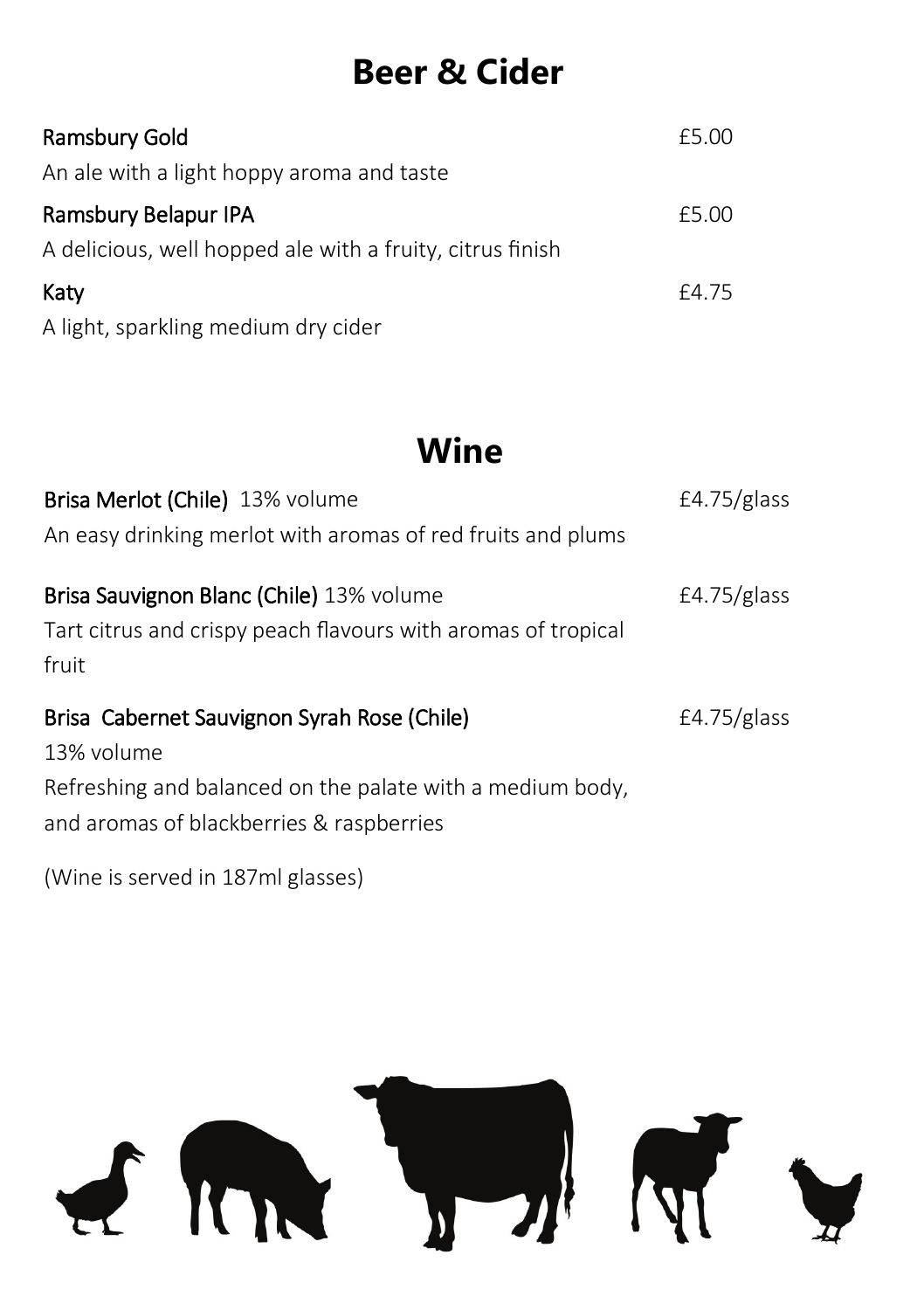# Beer & Cider

**Ramsbury Gold** £5.00

An ale with a light hoppy aroma and taste

**Ramsbury Belapur IPA** £5.00

A delicious, well hopped ale with a fruity, citrus finish

**Katy** £4.75

A light, sparkling medium dry cider

# Wine

**Brisa Merlot (Chile)** 13% volume £4.75/glass

An easy drinking merlot with aromas of red fruits and plums

**Brisa Sauvignon Blanc (Chile)** 13% volume £4.75/glass

Tart citrus and crispy peach flavours with aromas of tropical fruit

**Brisa Cabernet Sauvignon Syrah Rose (Chile)** £4.75/glass

13% volume

Refreshing and balanced on the palate with a medium body, and aromas of blackberries & raspberries

(Wine is served in 187ml glasses)